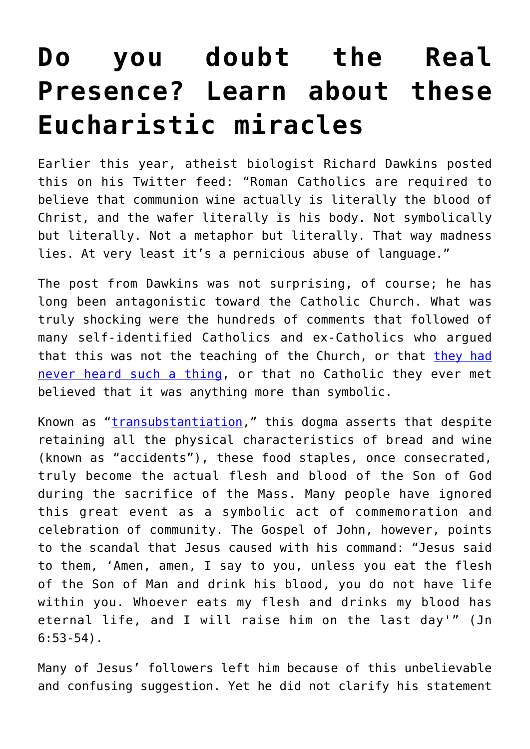# Do you doubt the Real Presence? Learn about these Eucharistic miracles

Earlier this year, atheist biologist Richard Dawkins posted this on his Twitter feed: "Roman Catholics are required to believe that communion wine actually is literally the blood of Christ, and the wafer literally is his body. Not symbolically but literally. Not a metaphor but literally. That way madness lies. At very least it's a pernicious abuse of language."

The post from Dawkins was not surprising, of course; he has long been antagonistic toward the Catholic Church. What was truly shocking were the hundreds of comments that followed of many self-identified Catholics and ex-Catholics who argued that this was not the teaching of the Church, or that they had never heard such a thing, or that no Catholic they ever met believed that it was anything more than symbolic.

Known as "transubstantiation," this dogma asserts that despite retaining all the physical characteristics of bread and wine (known as "accidents"), these food staples, once consecrated, truly become the actual flesh and blood of the Son of God during the sacrifice of the Mass. Many people have ignored this great event as a symbolic act of commemoration and celebration of community. The Gospel of John, however, points to the scandal that Jesus caused with his command: "Jesus said to them, 'Amen, amen, I say to you, unless you eat the flesh of the Son of Man and drink his blood, you do not have life within you. Whoever eats my flesh and drinks my blood has eternal life, and I will raise him on the last day'" (Jn 6:53-54).

Many of Jesus' followers left him because of this unbelievable and confusing suggestion. Yet he did not clarify his statement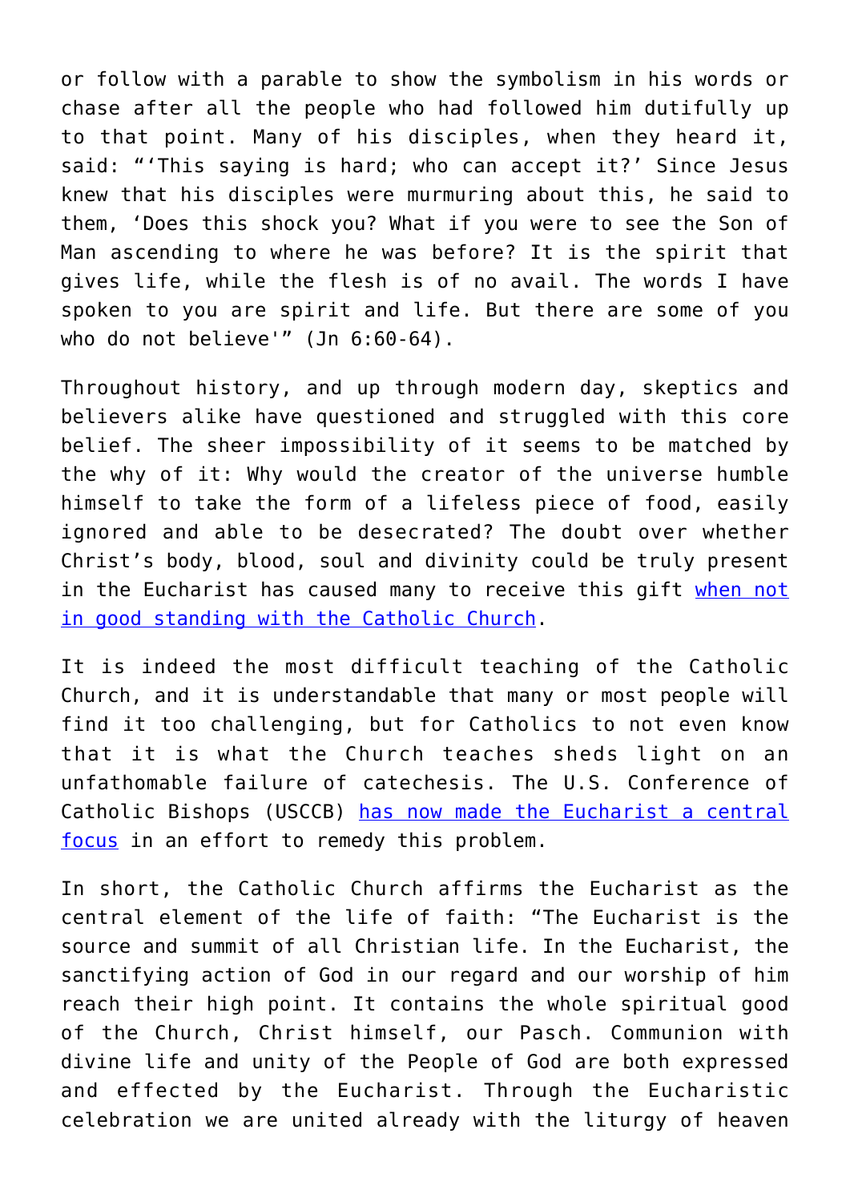or follow with a parable to show the symbolism in his words or chase after all the people who had followed him dutifully up to that point. Many of his disciples, when they heard it, said: "'This saying is hard; who can accept it?' Since Jesus knew that his disciples were murmuring about this, he said to them, 'Does this shock you? What if you were to see the Son of Man ascending to where he was before? It is the spirit that gives life, while the flesh is of no avail. The words I have spoken to you are spirit and life. But there are some of you who do not believe'" (Jn 6:60-64).

Throughout history, and up through modern day, skeptics and believers alike have questioned and struggled with this core belief. The sheer impossibility of it seems to be matched by the why of it: Why would the creator of the universe humble himself to take the form of a lifeless piece of food, easily ignored and able to be desecrated? The doubt over whether Christ's body, blood, soul and divinity could be truly present in the Eucharist has caused many to receive this gift when not in good standing with the Catholic Church.

It is indeed the most difficult teaching of the Catholic Church, and it is understandable that many or most people will find it too challenging, but for Catholics to not even know that it is what the Church teaches sheds light on an unfathomable failure of catechesis. The U.S. Conference of Catholic Bishops (USCCB) has now made the Eucharist a central focus in an effort to remedy this problem.

In short, the Catholic Church affirms the Eucharist as the central element of the life of faith: "The Eucharist is the source and summit of all Christian life. In the Eucharist, the sanctifying action of God in our regard and our worship of him reach their high point. It contains the whole spiritual good of the Church, Christ himself, our Pasch. Communion with divine life and unity of the People of God are both expressed and effected by the Eucharist. Through the Eucharistic celebration we are united already with the liturgy of heaven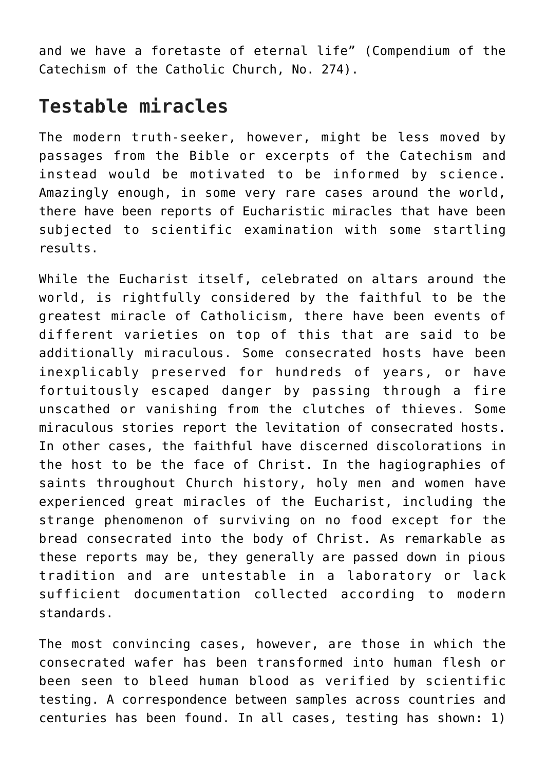and we have a foretaste of eternal life" (Compendium of the Catechism of the Catholic Church, No. 274).

## Testable miracles

The modern truth-seeker, however, might be less moved by passages from the Bible or excerpts of the Catechism and instead would be motivated to be informed by science. Amazingly enough, in some very rare cases around the world, there have been reports of Eucharistic miracles that have been subjected to scientific examination with some startling results.

While the Eucharist itself, celebrated on altars around the world, is rightfully considered by the faithful to be the greatest miracle of Catholicism, there have been events of different varieties on top of this that are said to be additionally miraculous. Some consecrated hosts have been inexplicably preserved for hundreds of years, or have fortuitously escaped danger by passing through a fire unscathed or vanishing from the clutches of thieves. Some miraculous stories report the levitation of consecrated hosts. In other cases, the faithful have discerned discolorations in the host to be the face of Christ. In the hagiographies of saints throughout Church history, holy men and women have experienced great miracles of the Eucharist, including the strange phenomenon of surviving on no food except for the bread consecrated into the body of Christ. As remarkable as these reports may be, they generally are passed down in pious tradition and are untestable in a laboratory or lack sufficient documentation collected according to modern standards.

The most convincing cases, however, are those in which the consecrated wafer has been transformed into human flesh or been seen to bleed human blood as verified by scientific testing. A correspondence between samples across countries and centuries has been found. In all cases, testing has shown: 1)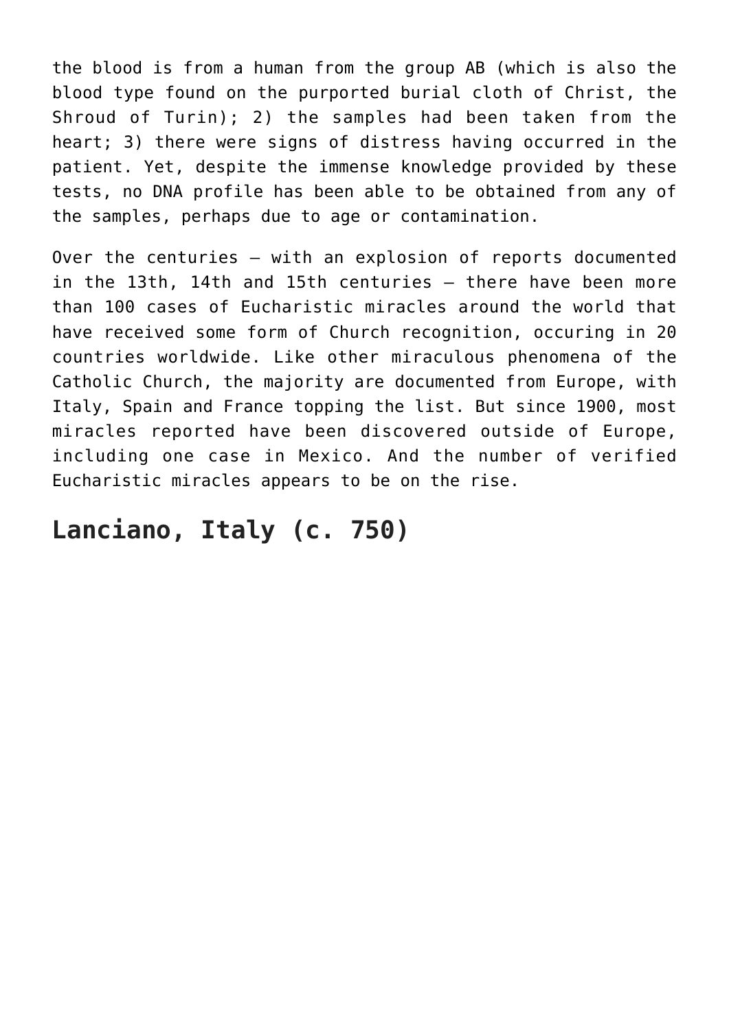the blood is from a human from the group AB (which is also the blood type found on the purported burial cloth of Christ, the Shroud of Turin); 2) the samples had been taken from the heart; 3) there were signs of distress having occurred in the patient. Yet, despite the immense knowledge provided by these tests, no DNA profile has been able to be obtained from any of the samples, perhaps due to age or contamination.

Over the centuries – with an explosion of reports documented in the 13th, 14th and 15th centuries – there have been more than 100 cases of Eucharistic miracles around the world that have received some form of Church recognition, occuring in 20 countries worldwide. Like other miraculous phenomena of the Catholic Church, the majority are documented from Europe, with Italy, Spain and France topping the list. But since 1900, most miracles reported have been discovered outside of Europe, including one case in Mexico. And the number of verified Eucharistic miracles appears to be on the rise.

## Lanciano, Italy (c. 750)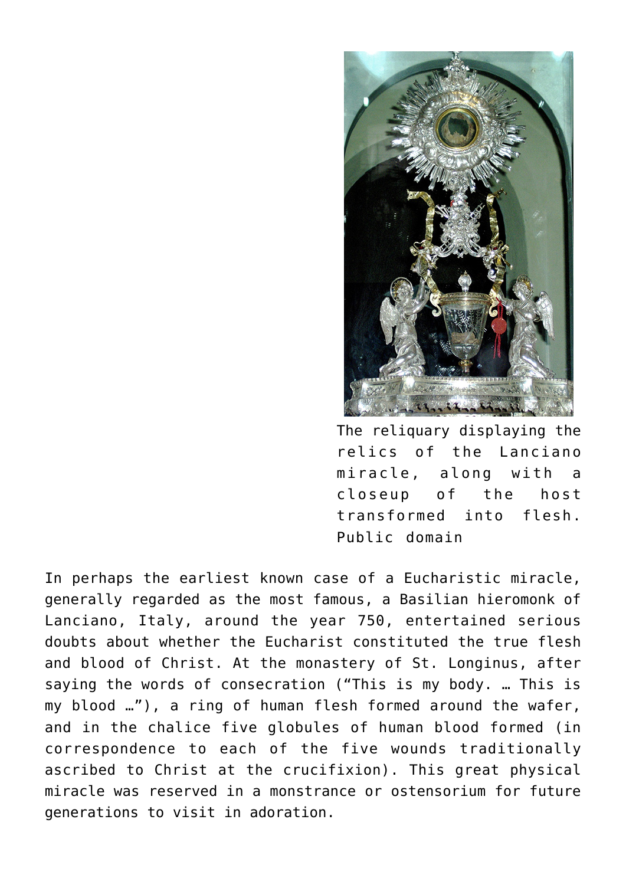The reliquary displaying the relics of the Lanciano miracle, along with a closeup of the host transformed into flesh. Public domain

In perhaps the earliest known case of a Eucharistic miracle, generally regarded as the most famous, a Basilian hieromonk of Lanciano, Italy, around the year 750, entertained serious doubts about whether the Eucharist constituted the true flesh and blood of Christ. At the monastery of St. Longinus, after saying the words of consecration ("This is my body. … This is my blood …"), a ring of human flesh formed around the wafer, and in the chalice five globules of human blood formed (in correspondence to each of the five wounds traditionally ascribed to Christ at the crucifixion). This great physical miracle was reserved in a monstrance or ostensorium for future generations to visit in adoration.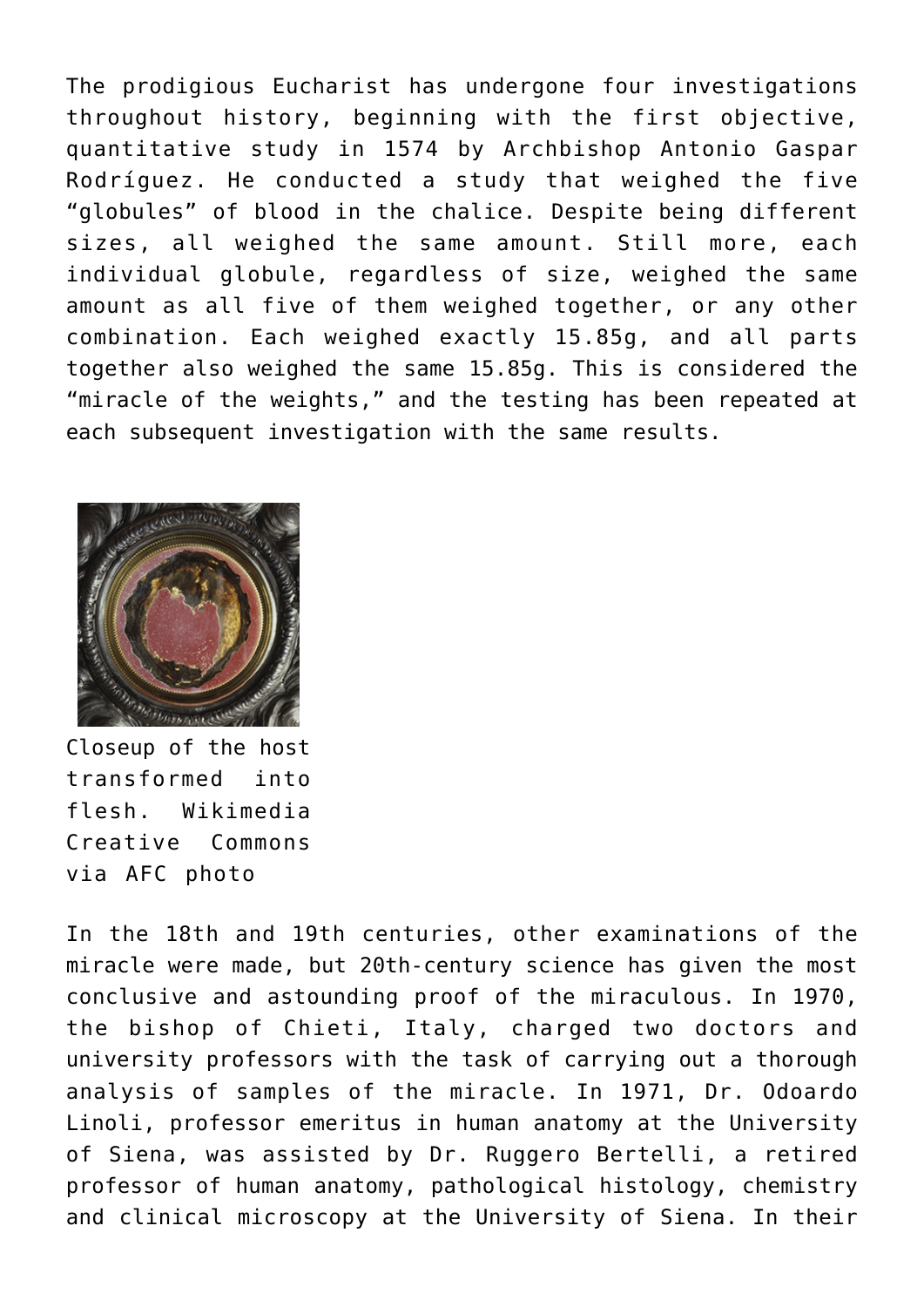The prodigious Eucharist has undergone four investigations throughout history, beginning with the first objective, quantitative study in 1574 by Archbishop Antonio Gaspar Rodríguez. He conducted a study that weighed the five "globules" of blood in the chalice. Despite being different sizes, all weighed the same amount. Still more, each individual globule, regardless of size, weighed the same amount as all five of them weighed together, or any other combination. Each weighed exactly 15.85g, and all parts together also weighed the same 15.85g. This is considered the "miracle of the weights," and the testing has been repeated at each subsequent investigation with the same results.

Closeup of the host transformed into flesh. Wikimedia Creative Commons via AFC photo

In the 18th and 19th centuries, other examinations of the miracle were made, but 20th-century science has given the most conclusive and astounding proof of the miraculous. In 1970, the bishop of Chieti, Italy, charged two doctors and university professors with the task of carrying out a thorough analysis of samples of the miracle. In 1971, Dr. Odoardo Linoli, professor emeritus in human anatomy at the University of Siena, was assisted by Dr. Ruggero Bertelli, a retired professor of human anatomy, pathological histology, chemistry and clinical microscopy at the University of Siena. In their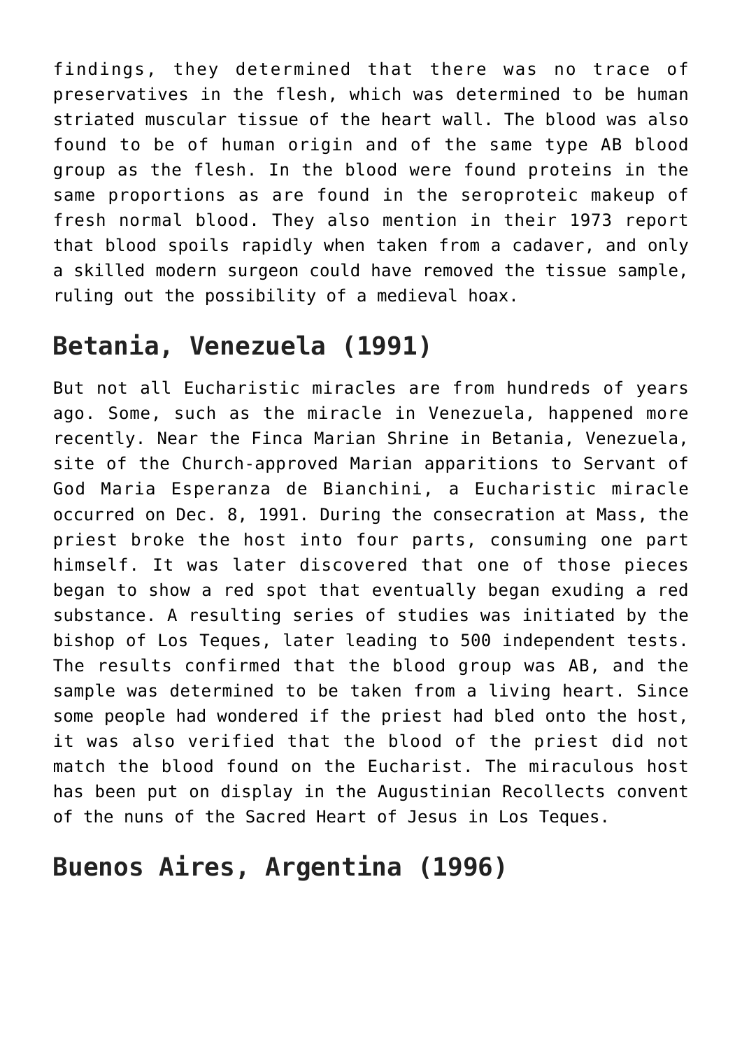findings, they determined that there was no trace of preservatives in the flesh, which was determined to be human striated muscular tissue of the heart wall. The blood was also found to be of human origin and of the same type AB blood group as the flesh. In the blood were found proteins in the same proportions as are found in the seroproteic makeup of fresh normal blood. They also mention in their 1973 report that blood spoils rapidly when taken from a cadaver, and only a skilled modern surgeon could have removed the tissue sample, ruling out the possibility of a medieval hoax.

## Betania, Venezuela (1991)

But not all Eucharistic miracles are from hundreds of years ago. Some, such as the miracle in Venezuela, happened more recently. Near the Finca Marian Shrine in Betania, Venezuela, site of the Church-approved Marian apparitions to Servant of God Maria Esperanza de Bianchini, a Eucharistic miracle occurred on Dec. 8, 1991. During the consecration at Mass, the priest broke the host into four parts, consuming one part himself. It was later discovered that one of those pieces began to show a red spot that eventually began exuding a red substance. A resulting series of studies was initiated by the bishop of Los Teques, later leading to 500 independent tests. The results confirmed that the blood group was AB, and the sample was determined to be taken from a living heart. Since some people had wondered if the priest had bled onto the host, it was also verified that the blood of the priest did not match the blood found on the Eucharist. The miraculous host has been put on display in the Augustinian Recollects convent of the nuns of the Sacred Heart of Jesus in Los Teques.

## Buenos Aires, Argentina (1996)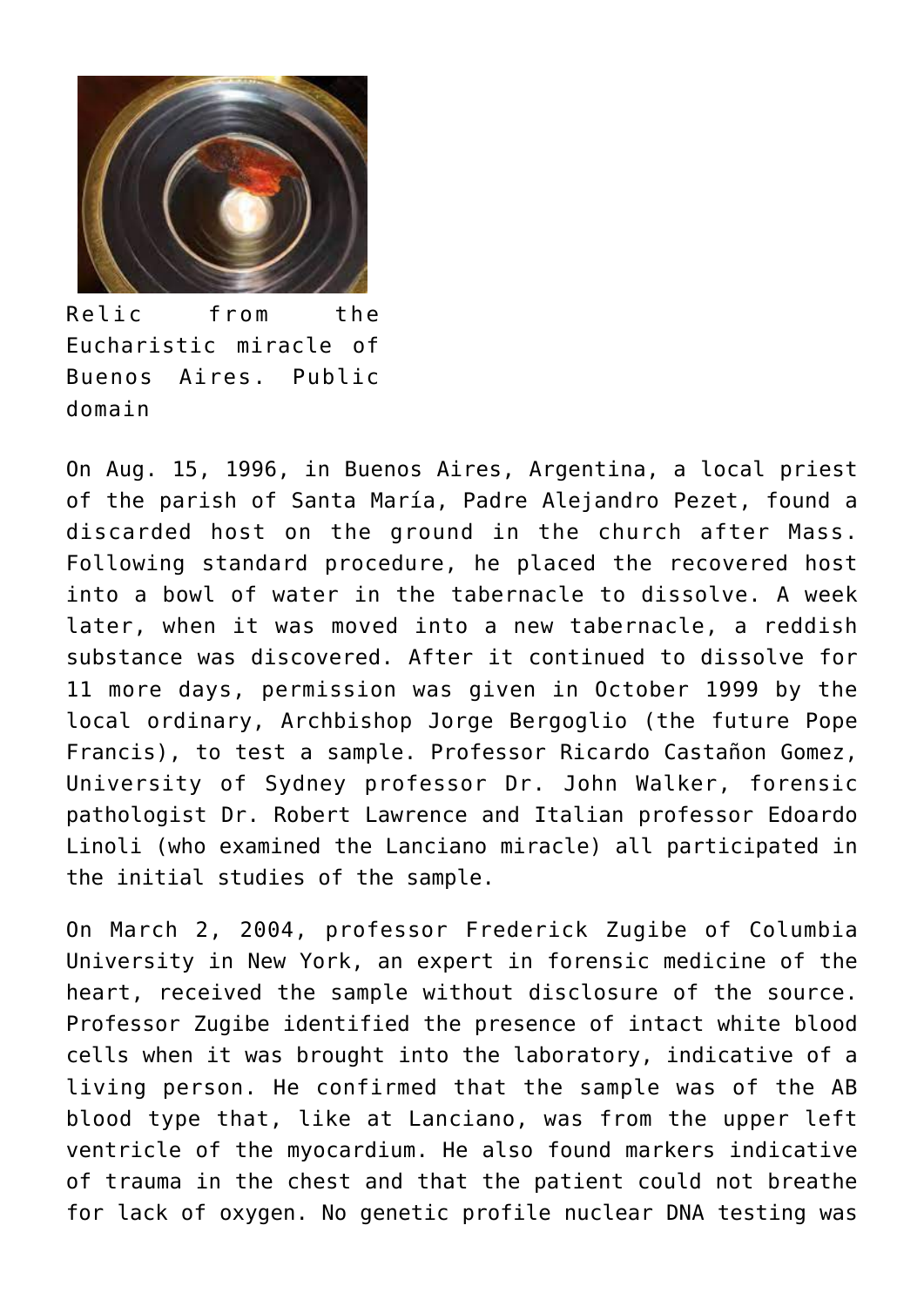Relic from the Eucharistic miracle of Buenos Aires. Public domain

On Aug. 15, 1996, in Buenos Aires, Argentina, a local priest of the parish of Santa María, Padre Alejandro Pezet, found a discarded host on the ground in the church after Mass. Following standard procedure, he placed the recovered host into a bowl of water in the tabernacle to dissolve. A week later, when it was moved into a new tabernacle, a reddish substance was discovered. After it continued to dissolve for 11 more days, permission was given in October 1999 by the local ordinary, Archbishop Jorge Bergoglio (the future Pope Francis), to test a sample. Professor Ricardo Castañon Gomez, University of Sydney professor Dr. John Walker, forensic pathologist Dr. Robert Lawrence and Italian professor Edoardo Linoli (who examined the Lanciano miracle) all participated in the initial studies of the sample.

On March 2, 2004, professor Frederick Zugibe of Columbia University in New York, an expert in forensic medicine of the heart, received the sample without disclosure of the source. Professor Zugibe identified the presence of intact white blood cells when it was brought into the laboratory, indicative of a living person. He confirmed that the sample was of the AB blood type that, like at Lanciano, was from the upper left ventricle of the myocardium. He also found markers indicative of trauma in the chest and that the patient could not breathe for lack of oxygen. No genetic profile nuclear DNA testing was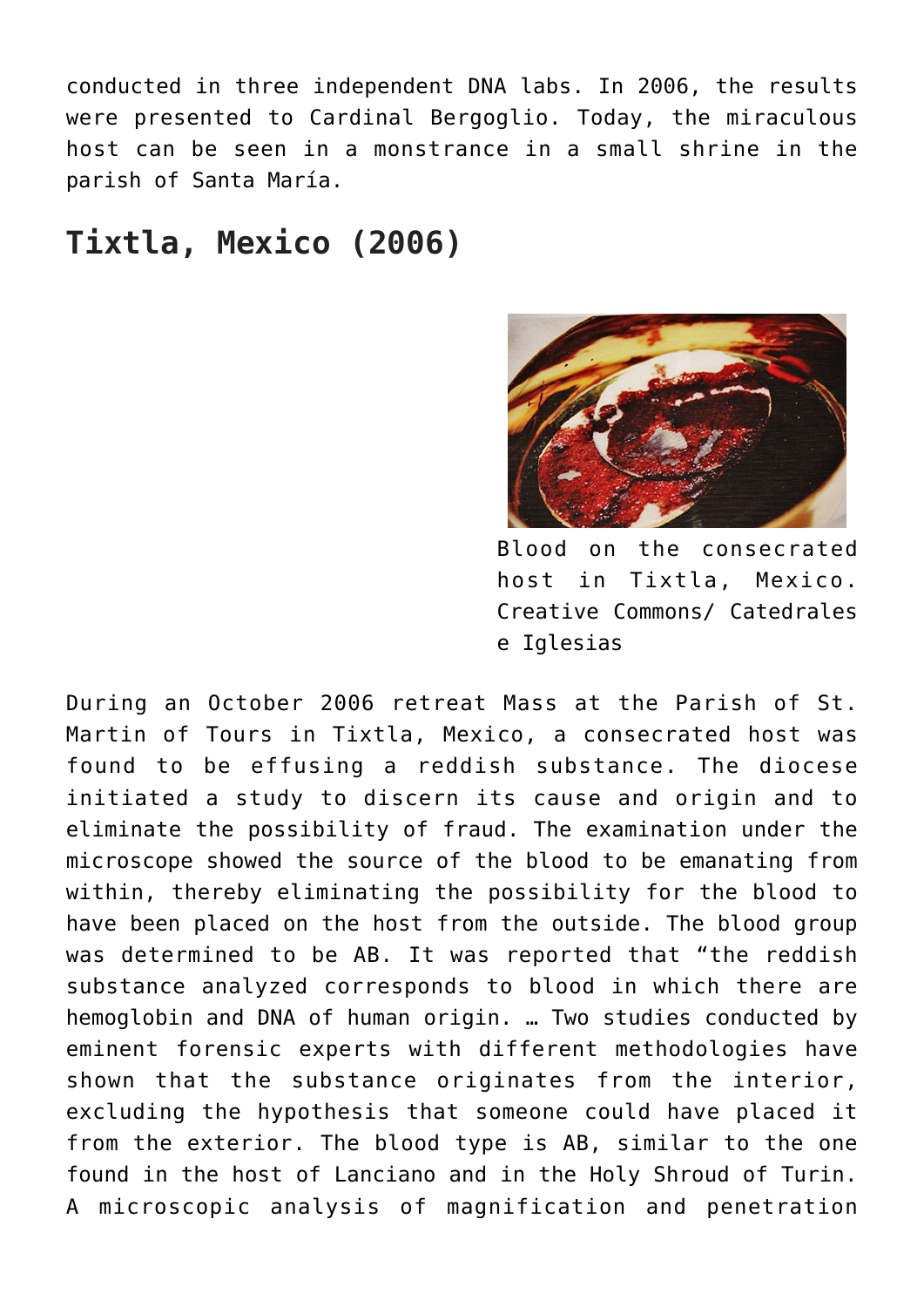conducted in three independent DNA labs. In 2006, the results were presented to Cardinal Bergoglio. Today, the miraculous host can be seen in a monstrance in a small shrine in the parish of Santa María.

## Tixtla, Mexico (2006)

Blood on the consecrated host in Tixtla, Mexico. Creative Commons/ Catedrales e Iglesias

During an October 2006 retreat Mass at the Parish of St. Martin of Tours in Tixtla, Mexico, a consecrated host was found to be effusing a reddish substance. The diocese initiated a study to discern its cause and origin and to eliminate the possibility of fraud. The examination under the microscope showed the source of the blood to be emanating from within, thereby eliminating the possibility for the blood to have been placed on the host from the outside. The blood group was determined to be AB. It was reported that "the reddish substance analyzed corresponds to blood in which there are hemoglobin and DNA of human origin. … Two studies conducted by eminent forensic experts with different methodologies have shown that the substance originates from the interior, excluding the hypothesis that someone could have placed it from the exterior. The blood type is AB, similar to the one found in the host of Lanciano and in the Holy Shroud of Turin. A microscopic analysis of magnification and penetration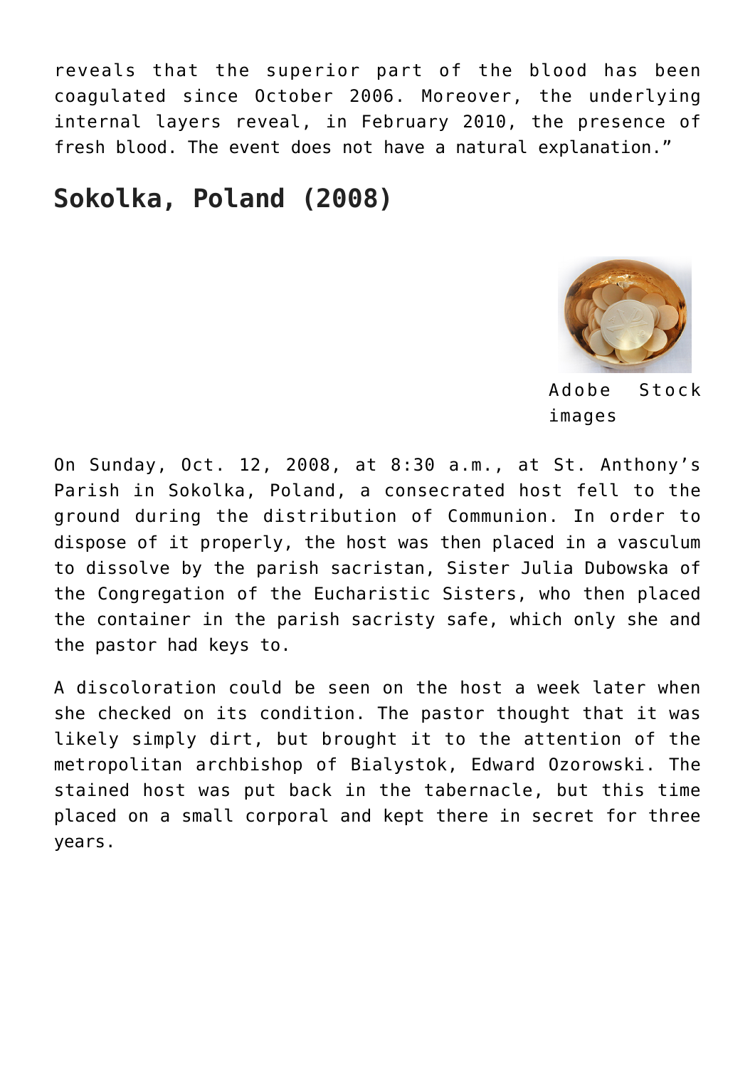reveals that the superior part of the blood has been coagulated since October 2006. Moreover, the underlying internal layers reveal, in February 2010, the presence of fresh blood. The event does not have a natural explanation."

## Sokolka, Poland (2008)

Adobe Stock images

On Sunday, Oct. 12, 2008, at 8:30 a.m., at St. Anthony's Parish in Sokolka, Poland, a consecrated host fell to the ground during the distribution of Communion. In order to dispose of it properly, the host was then placed in a vasculum to dissolve by the parish sacristan, Sister Julia Dubowska of the Congregation of the Eucharistic Sisters, who then placed the container in the parish sacristy safe, which only she and the pastor had keys to.

A discoloration could be seen on the host a week later when she checked on its condition. The pastor thought that it was likely simply dirt, but brought it to the attention of the metropolitan archbishop of Bialystok, Edward Ozorowski. The stained host was put back in the tabernacle, but this time placed on a small corporal and kept there in secret for three years.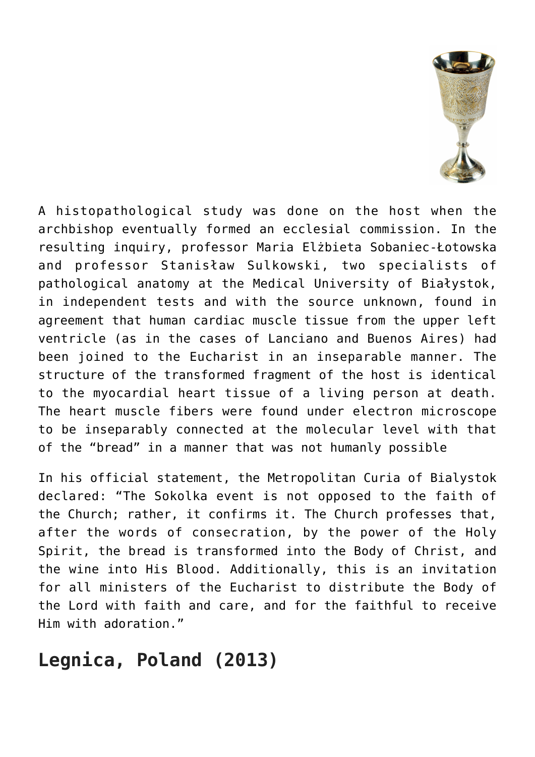A histopathological study was done on the host when the archbishop eventually formed an ecclesial commission. In the resulting inquiry, professor Maria Elżbieta Sobaniec-Łotowska and professor Stanisław Sulkowski, two specialists of pathological anatomy at the Medical University of Białystok, in independent tests and with the source unknown, found in agreement that human cardiac muscle tissue from the upper left ventricle (as in the cases of Lanciano and Buenos Aires) had been joined to the Eucharist in an inseparable manner. The structure of the transformed fragment of the host is identical to the myocardial heart tissue of a living person at death. The heart muscle fibers were found under electron microscope to be inseparably connected at the molecular level with that of the "bread" in a manner that was not humanly possible

In his official statement, the Metropolitan Curia of Bialystok declared: "The Sokolka event is not opposed to the faith of the Church; rather, it confirms it. The Church professes that, after the words of consecration, by the power of the Holy Spirit, the bread is transformed into the Body of Christ, and the wine into His Blood. Additionally, this is an invitation for all ministers of the Eucharist to distribute the Body of the Lord with faith and care, and for the faithful to receive Him with adoration."

## Legnica, Poland (2013)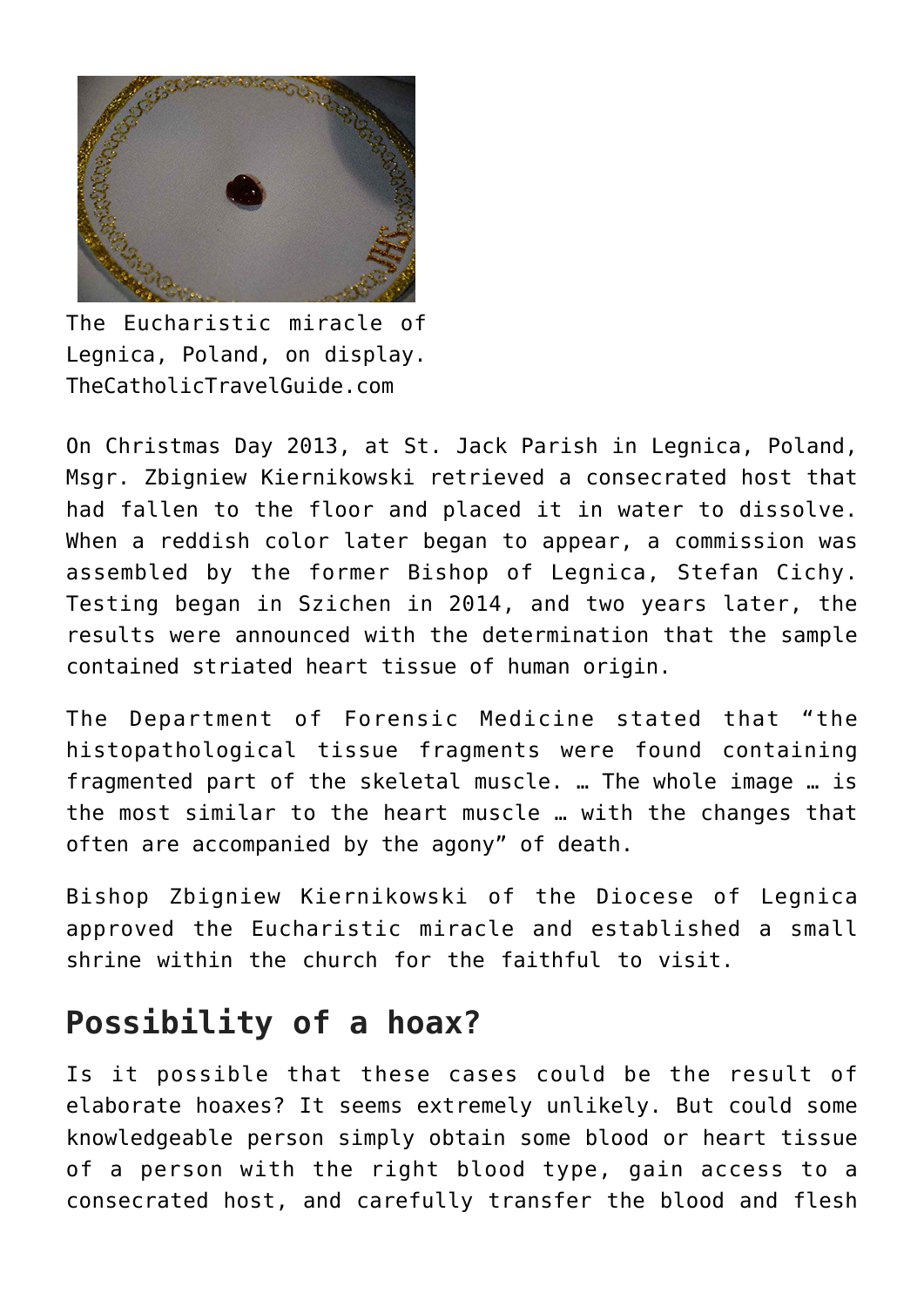The Eucharistic miracle of Legnica, Poland, on display. TheCatholicTravelGuide.com

On Christmas Day 2013, at St. Jack Parish in Legnica, Poland, Msgr. Zbigniew Kiernikowski retrieved a consecrated host that had fallen to the floor and placed it in water to dissolve. When a reddish color later began to appear, a commission was assembled by the former Bishop of Legnica, Stefan Cichy. Testing began in Szichen in 2014, and two years later, the results were announced with the determination that the sample contained striated heart tissue of human origin.

The Department of Forensic Medicine stated that "the histopathological tissue fragments were found containing fragmented part of the skeletal muscle. … The whole image … is the most similar to the heart muscle … with the changes that often are accompanied by the agony" of death.

Bishop Zbigniew Kiernikowski of the Diocese of Legnica approved the Eucharistic miracle and established a small shrine within the church for the faithful to visit.

## Possibility of a hoax?

Is it possible that these cases could be the result of elaborate hoaxes? It seems extremely unlikely. But could some knowledgeable person simply obtain some blood or heart tissue of a person with the right blood type, gain access to a consecrated host, and carefully transfer the blood and flesh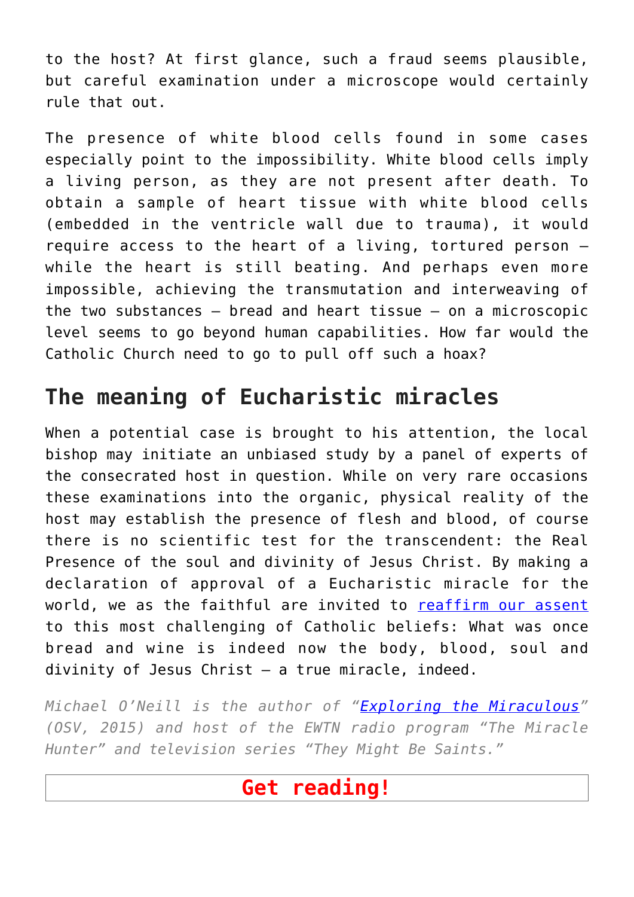to the host? At first glance, such a fraud seems plausible, but careful examination under a microscope would certainly rule that out.

The presence of white blood cells found in some cases especially point to the impossibility. White blood cells imply a living person, as they are not present after death. To obtain a sample of heart tissue with white blood cells (embedded in the ventricle wall due to trauma), it would require access to the heart of a living, tortured person — while the heart is still beating. And perhaps even more impossible, achieving the transmutation and interweaving of the two substances — bread and heart tissue — on a microscopic level seems to go beyond human capabilities. How far would the Catholic Church need to go to pull off such a hoax?

## The meaning of Eucharistic miracles

When a potential case is brought to his attention, the local bishop may initiate an unbiased study by a panel of experts of the consecrated host in question. While on very rare occasions these examinations into the organic, physical reality of the host may establish the presence of flesh and blood, of course there is no scientific test for the transcendent: the Real Presence of the soul and divinity of Jesus Christ. By making a declaration of approval of a Eucharistic miracle for the world, we as the faithful are invited to reaffirm our assent to this most challenging of Catholic beliefs: What was once bread and wine is indeed now the body, blood, soul and divinity of Jesus Christ — a true miracle, indeed.

*Michael O'Neill is the author of "Exploring the Miraculous" (OSV, 2015) and host of the EWTN radio program "The Miracle Hunter" and television series "They Might Be Saints."*

**Get reading!**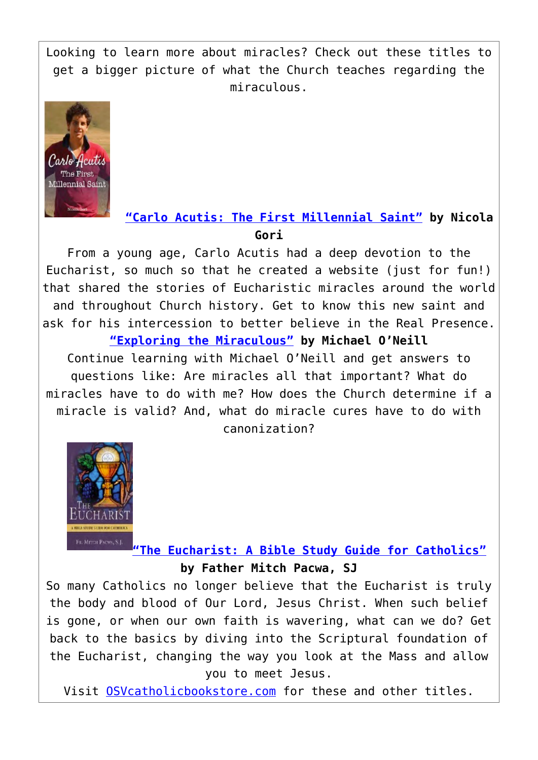Looking to learn more about miracles? Check out these titles to get a bigger picture of what the Church teaches regarding the miraculous.

**"Carlo Acutis: The First Millennial Saint" by Nicola Gori**

From a young age, Carlo Acutis had a deep devotion to the Eucharist, so much so that he created a website (just for fun!) that shared the stories of Eucharistic miracles around the world and throughout Church history. Get to know this new saint and ask for his intercession to better believe in the Real Presence.

**"Exploring the Miraculous" by Michael O'Neill**

Continue learning with Michael O'Neill and get answers to questions like: Are miracles all that important? What do miracles have to do with me? How does the Church determine if a miracle is valid? And, what do miracle cures have to do with canonization?

**"The Eucharist: A Bible Study Guide for Catholics" by Father Mitch Pacwa, SJ**

So many Catholics no longer believe that the Eucharist is truly the body and blood of Our Lord, Jesus Christ. When such belief is gone, or when our own faith is wavering, what can we do? Get back to the basics by diving into the Scriptural foundation of the Eucharist, changing the way you look at the Mass and allow you to meet Jesus.

Visit OSVcatholicbookstore.com for these and other titles.